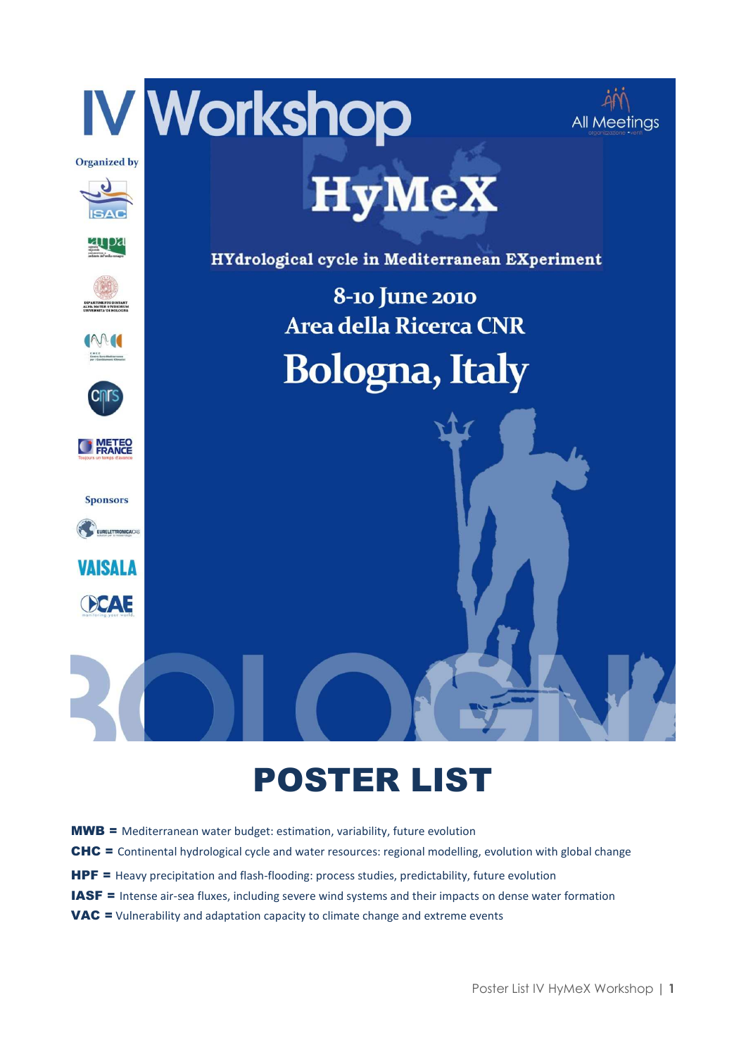# IV Workshop

Organized by

Sponsors

# HyMeX

HYdrological cycle in Mediterranean EXperiment

8-10 June 2010

Area della Ricerca CNR

Bologna, Italy

# POSTER LIST

**MWB =** Mediterranean water budget: estimation, variability, future evolution

**CHC =** Continental hydrological cycle and water resources: regional modelling, evolution with global change

**HPF =** Heavy precipitation and flash-flooding: process studies, predictability, future evolution

**IASF =** Intense air-sea fluxes, including severe wind systems and their impacts on dense water formation

**VAC =** Vulnerability and adaptation capacity to climate change and extreme events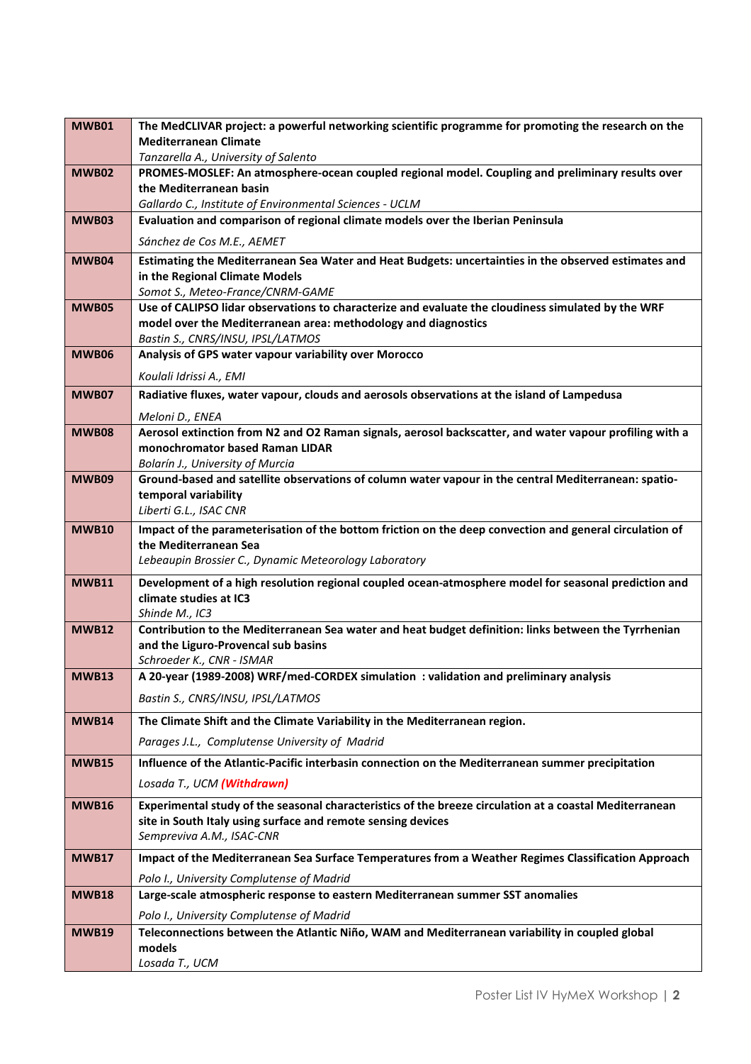| | |
|---|---|
| **MWB01** | **The MedCLIVAR project: a powerful networking scientific programme for promoting the research on the Mediterranean Climate**<br>*Tanzarella A., University of Salento* |
| **MWB02** | **PROMES-MOSLEF: An atmosphere-ocean coupled regional model. Coupling and preliminary results over the Mediterranean basin**<br>*Gallardo C., Institute of Environmental Sciences - UCLM* |
| **MWB03** | **Evaluation and comparison of regional climate models over the Iberian Peninsula**<br>*Sánchez de Cos M.E., AEMET* |
| **MWB04** | **Estimating the Mediterranean Sea Water and Heat Budgets: uncertainties in the observed estimates and in the Regional Climate Models**<br>*Somot S., Meteo-France/CNRM-GAME* |
| **MWB05** | **Use of CALIPSO lidar observations to characterize and evaluate the cloudiness simulated by the WRF model over the Mediterranean area: methodology and diagnostics**<br>*Bastin S., CNRS/INSU, IPSL/LATMOS* |
| **MWB06** | **Analysis of GPS water vapour variability over Morocco**<br>*Koulali Idrissi A., EMI* |
| **MWB07** | **Radiative fluxes, water vapour, clouds and aerosols observations at the island of Lampedusa**<br>*Meloni D., ENEA* |
| **MWB08** | **Aerosol extinction from N2 and O2 Raman signals, aerosol backscatter, and water vapour profiling with a monochromator based Raman LIDAR**<br>*Bolarín J., University of Murcia* |
| **MWB09** | **Ground-based and satellite observations of column water vapour in the central Mediterranean: spatio-temporal variability**<br>*Liberti G.L., ISAC CNR* |
| **MWB10** | **Impact of the parameterisation of the bottom friction on the deep convection and general circulation of the Mediterranean Sea**<br>*Lebeaupin Brossier C., Dynamic Meteorology Laboratory* |
| **MWB11** | **Development of a high resolution regional coupled ocean-atmosphere model for seasonal prediction and climate studies at IC3**<br>*Shinde M., IC3* |
| **MWB12** | **Contribution to the Mediterranean Sea water and heat budget definition: links between the Tyrrhenian and the Liguro-Provencal sub basins**<br>*Schroeder K., CNR - ISMAR* |
| **MWB13** | **A 20-year (1989-2008) WRF/med-CORDEX simulation : validation and preliminary analysis**<br>*Bastin S., CNRS/INSU, IPSL/LATMOS* |
| **MWB14** | **The Climate Shift and the Climate Variability in the Mediterranean region.**<br>*Parages J.L., Complutense University of Madrid* |
| **MWB15** | **Influence of the Atlantic-Pacific interbasin connection on the Mediterranean summer precipitation**<br>*Losada T., UCM* ***(Withdrawn)*** |
| **MWB16** | **Experimental study of the seasonal characteristics of the breeze circulation at a coastal Mediterranean site in South Italy using surface and remote sensing devices**<br>*Sempreviva A.M., ISAC-CNR* |
| **MWB17** | **Impact of the Mediterranean Sea Surface Temperatures from a Weather Regimes Classification Approach**<br>*Polo I., University Complutense of Madrid* |
| **MWB18** | **Large-scale atmospheric response to eastern Mediterranean summer SST anomalies**<br>*Polo I., University Complutense of Madrid* |
| **MWB19** | **Teleconnections between the Atlantic Niño, WAM and Mediterranean variability in coupled global models**<br>*Losada T., UCM* |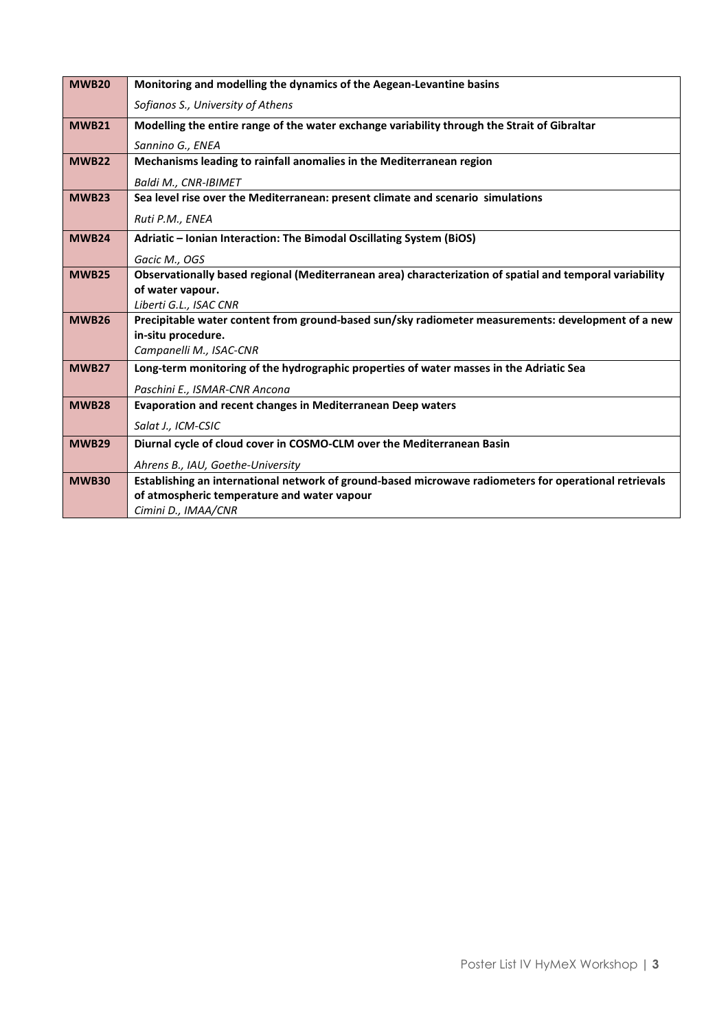| | |
|---|---|
| **MWB20** | **Monitoring and modelling the dynamics of the Aegean-Levantine basins**<br>*Sofianos S., University of Athens* |
| **MWB21** | **Modelling the entire range of the water exchange variability through the Strait of Gibraltar**<br>*Sannino G., ENEA* |
| **MWB22** | **Mechanisms leading to rainfall anomalies in the Mediterranean region**<br>*Baldi M., CNR-IBIMET* |
| **MWB23** | **Sea level rise over the Mediterranean: present climate and scenario simulations**<br>*Ruti P.M., ENEA* |
| **MWB24** | **Adriatic – Ionian Interaction: The Bimodal Oscillating System (BiOS)**<br>*Gacic M., OGS* |
| **MWB25** | **Observationally based regional (Mediterranean area) characterization of spatial and temporal variability of water vapour.**<br>*Liberti G.L., ISAC CNR* |
| **MWB26** | **Precipitable water content from ground-based sun/sky radiometer measurements: development of a new in-situ procedure.**<br>*Campanelli M., ISAC-CNR* |
| **MWB27** | **Long-term monitoring of the hydrographic properties of water masses in the Adriatic Sea**<br>*Paschini E., ISMAR-CNR Ancona* |
| **MWB28** | **Evaporation and recent changes in Mediterranean Deep waters**<br>*Salat J., ICM-CSIC* |
| **MWB29** | **Diurnal cycle of cloud cover in COSMO-CLM over the Mediterranean Basin**<br>*Ahrens B., IAU, Goethe-University* |
| **MWB30** | **Establishing an international network of ground-based microwave radiometers for operational retrievals of atmospheric temperature and water vapour**<br>*Cimini D., IMAA/CNR* |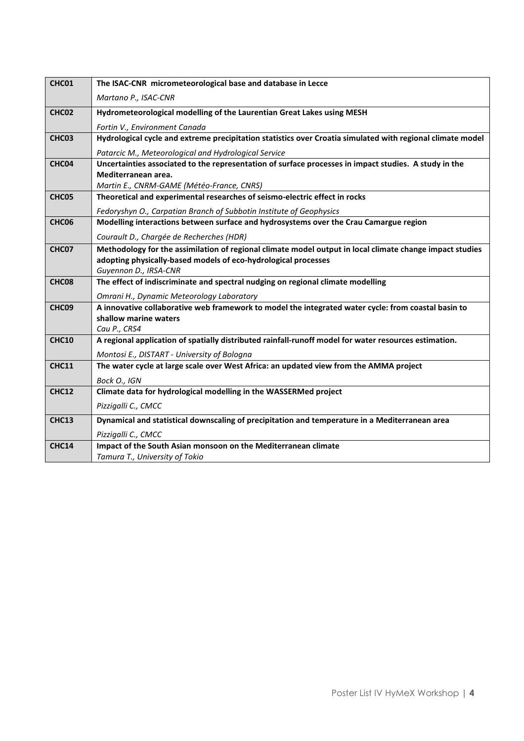| | |
|---|---|
| **CHC01** | **The ISAC-CNR micrometeorological base and database in Lecce**<br>*Martano P., ISAC-CNR* |
| **CHC02** | **Hydrometeorological modelling of the Laurentian Great Lakes using MESH**<br>*Fortin V., Environment Canada* |
| **CHC03** | **Hydrological cycle and extreme precipitation statistics over Croatia simulated with regional climate model**<br>*Patarcic M., Meteorological and Hydrological Service* |
| **CHC04** | **Uncertainties associated to the representation of surface processes in impact studies. A study in the Mediterranean area.**<br>*Martin E., CNRM-GAME (Météo-France, CNRS)* |
| **CHC05** | **Theoretical and experimental researches of seismo-electric effect in rocks**<br>*Fedoryshyn O., Carpatian Branch of Subbotin Institute of Geophysics* |
| **CHC06** | **Modelling interactions between surface and hydrosystems over the Crau Camargue region**<br>*Courault D., Chargée de Recherches (HDR)* |
| **CHC07** | **Methodology for the assimilation of regional climate model output in local climate change impact studies adopting physically-based models of eco-hydrological processes**<br>*Guyennon D., IRSA-CNR* |
| **CHC08** | **The effect of indiscriminate and spectral nudging on regional climate modelling**<br>*Omrani H., Dynamic Meteorology Laboratory* |
| **CHC09** | **A innovative collaborative web framework to model the integrated water cycle: from coastal basin to shallow marine waters**<br>*Cau P., CRS4* |
| **CHC10** | **A regional application of spatially distributed rainfall-runoff model for water resources estimation.**<br>*Montosi E., DISTART - University of Bologna* |
| **CHC11** | **The water cycle at large scale over West Africa: an updated view from the AMMA project**<br>*Bock O., IGN* |
| **CHC12** | **Climate data for hydrological modelling in the WASSERMed project**<br>*Pizzigalli C., CMCC* |
| **CHC13** | **Dynamical and statistical downscaling of precipitation and temperature in a Mediterranean area**<br>*Pizzigalli C., CMCC* |
| **CHC14** | **Impact of the South Asian monsoon on the Mediterranean climate**<br>*Tamura T., University of Tokio* |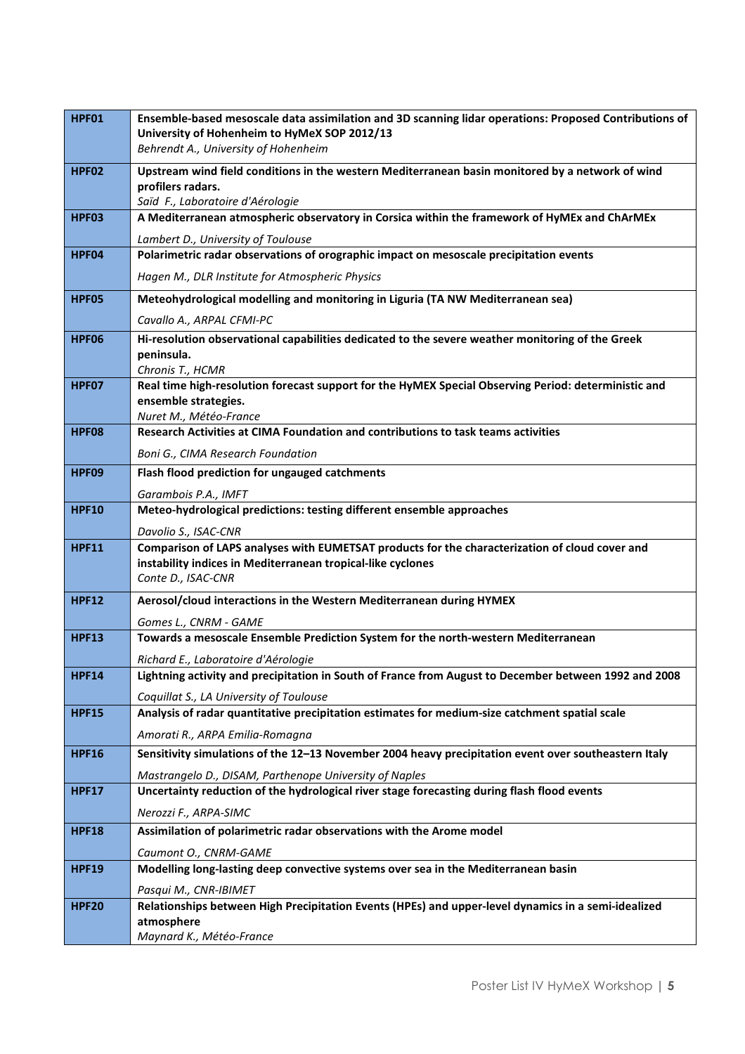| | |
|---|---|
| **HPF01** | **Ensemble-based mesoscale data assimilation and 3D scanning lidar operations: Proposed Contributions of University of Hohenheim to HyMeX SOP 2012/13**<br>*Behrendt A., University of Hohenheim* |
| **HPF02** | **Upstream wind field conditions in the western Mediterranean basin monitored by a network of wind profilers radars.**<br>*Saïd F., Laboratoire d'Aérologie* |
| **HPF03** | **A Mediterranean atmospheric observatory in Corsica within the framework of HyMEx and ChArMEx**<br>*Lambert D., University of Toulouse* |
| **HPF04** | **Polarimetric radar observations of orographic impact on mesoscale precipitation events**<br>*Hagen M., DLR Institute for Atmospheric Physics* |
| **HPF05** | **Meteohydrological modelling and monitoring in Liguria (TA NW Mediterranean sea)**<br>*Cavallo A., ARPAL CFMI-PC* |
| **HPF06** | **Hi-resolution observational capabilities dedicated to the severe weather monitoring of the Greek peninsula.**<br>*Chronis T., HCMR* |
| **HPF07** | **Real time high-resolution forecast support for the HyMEX Special Observing Period: deterministic and ensemble strategies.**<br>*Nuret M., Météo-France* |
| **HPF08** | **Research Activities at CIMA Foundation and contributions to task teams activities**<br>*Boni G., CIMA Research Foundation* |
| **HPF09** | **Flash flood prediction for ungauged catchments**<br>*Garambois P.A., IMFT* |
| **HPF10** | **Meteo-hydrological predictions: testing different ensemble approaches**<br>*Davolio S., ISAC-CNR* |
| **HPF11** | **Comparison of LAPS analyses with EUMETSAT products for the characterization of cloud cover and instability indices in Mediterranean tropical-like cyclones**<br>*Conte D., ISAC-CNR* |
| **HPF12** | **Aerosol/cloud interactions in the Western Mediterranean during HYMEX**<br>*Gomes L., CNRM - GAME* |
| **HPF13** | **Towards a mesoscale Ensemble Prediction System for the north-western Mediterranean**<br>*Richard E., Laboratoire d'Aérologie* |
| **HPF14** | **Lightning activity and precipitation in South of France from August to December between 1992 and 2008**<br>*Coquillat S., LA University of Toulouse* |
| **HPF15** | **Analysis of radar quantitative precipitation estimates for medium-size catchment spatial scale**<br>*Amorati R., ARPA Emilia-Romagna* |
| **HPF16** | **Sensitivity simulations of the 12–13 November 2004 heavy precipitation event over southeastern Italy**<br>*Mastrangelo D., DISAM, Parthenope University of Naples* |
| **HPF17** | **Uncertainty reduction of the hydrological river stage forecasting during flash flood events**<br>*Nerozzi F., ARPA-SIMC* |
| **HPF18** | **Assimilation of polarimetric radar observations with the Arome model**<br>*Caumont O., CNRM-GAME* |
| **HPF19** | **Modelling long-lasting deep convective systems over sea in the Mediterranean basin**<br>*Pasqui M., CNR-IBIMET* |
| **HPF20** | **Relationships between High Precipitation Events (HPEs) and upper-level dynamics in a semi-idealized atmosphere**<br>*Maynard K., Météo-France* |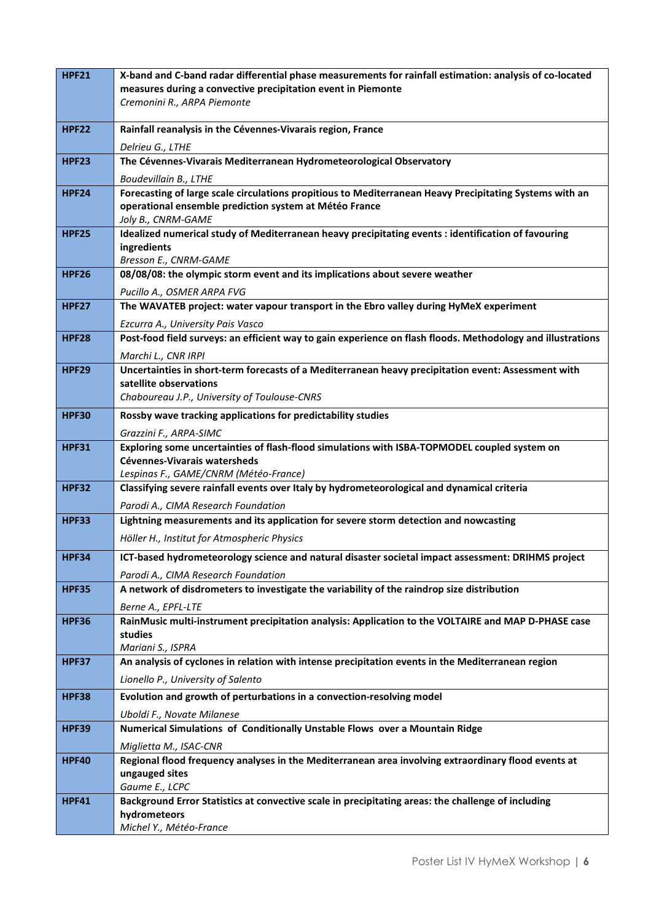| | |
|---|---|
| **HPF21** | **X-band and C-band radar differential phase measurements for rainfall estimation: analysis of co-located measures during a convective precipitation event in Piemonte**<br>*Cremonini R., ARPA Piemonte* |
| **HPF22** | **Rainfall reanalysis in the Cévennes-Vivarais region, France**<br>*Delrieu G., LTHE* |
| **HPF23** | **The Cévennes-Vivarais Mediterranean Hydrometeorological Observatory**<br>*Boudevillain B., LTHE* |
| **HPF24** | **Forecasting of large scale circulations propitious to Mediterranean Heavy Precipitating Systems with an operational ensemble prediction system at Météo France**<br>*Joly B., CNRM-GAME* |
| **HPF25** | **Idealized numerical study of Mediterranean heavy precipitating events : identification of favouring ingredients**<br>*Bresson E., CNRM-GAME* |
| **HPF26** | **08/08/08: the olympic storm event and its implications about severe weather**<br>*Pucillo A., OSMER ARPA FVG* |
| **HPF27** | **The WAVATEB project: water vapour transport in the Ebro valley during HyMeX experiment**<br>*Ezcurra A., University Pais Vasco* |
| **HPF28** | **Post-food field surveys: an efficient way to gain experience on flash floods. Methodology and illustrations**<br>*Marchi L., CNR IRPI* |
| **HPF29** | **Uncertainties in short-term forecasts of a Mediterranean heavy precipitation event: Assessment with satellite observations**<br>*Chaboureau J.P., University of Toulouse-CNRS* |
| **HPF30** | **Rossby wave tracking applications for predictability studies**<br>*Grazzini F., ARPA-SIMC* |
| **HPF31** | **Exploring some uncertainties of flash-flood simulations with ISBA-TOPMODEL coupled system on Cévennes-Vivarais watersheds**<br>*Lespinas F., GAME/CNRM (Météo-France)* |
| **HPF32** | **Classifying severe rainfall events over Italy by hydrometeorological and dynamical criteria**<br>*Parodi A., CIMA Research Foundation* |
| **HPF33** | **Lightning measurements and its application for severe storm detection and nowcasting**<br>*Höller H., Institut for Atmospheric Physics* |
| **HPF34** | **ICT-based hydrometeorology science and natural disaster societal impact assessment: DRIHMS project**<br>*Parodi A., CIMA Research Foundation* |
| **HPF35** | **A network of disdrometers to investigate the variability of the raindrop size distribution**<br>*Berne A., EPFL-LTE* |
| **HPF36** | **RainMusic multi-instrument precipitation analysis: Application to the VOLTAIRE and MAP D-PHASE case studies**<br>*Mariani S., ISPRA* |
| **HPF37** | **An analysis of cyclones in relation with intense precipitation events in the Mediterranean region**<br>*Lionello P., University of Salento* |
| **HPF38** | **Evolution and growth of perturbations in a convection-resolving model**<br>*Uboldi F., Novate Milanese* |
| **HPF39** | **Numerical Simulations of Conditionally Unstable Flows over a Mountain Ridge**<br>*Miglietta M., ISAC-CNR* |
| **HPF40** | **Regional flood frequency analyses in the Mediterranean area involving extraordinary flood events at ungauged sites**<br>*Gaume E., LCPC* |
| **HPF41** | **Background Error Statistics at convective scale in precipitating areas: the challenge of including hydrometeors**<br>*Michel Y., Météo-France* |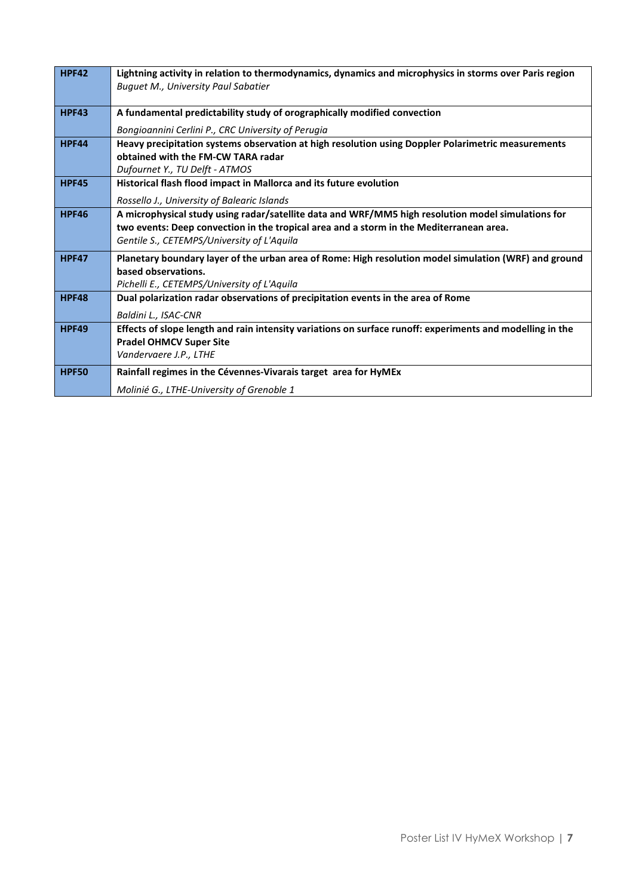| | |
|---|---|
| **HPF42** | **Lightning activity in relation to thermodynamics, dynamics and microphysics in storms over Paris region**<br>*Buguet M., University Paul Sabatier* |
| **HPF43** | **A fundamental predictability study of orographically modified convection**<br>*Bongioannini Cerlini P., CRC University of Perugia* |
| **HPF44** | **Heavy precipitation systems observation at high resolution using Doppler Polarimetric measurements obtained with the FM-CW TARA radar**<br>*Dufournet Y., TU Delft - ATMOS* |
| **HPF45** | **Historical flash flood impact in Mallorca and its future evolution**<br>*Rossello J., University of Balearic Islands* |
| **HPF46** | **A microphysical study using radar/satellite data and WRF/MM5 high resolution model simulations for two events: Deep convection in the tropical area and a storm in the Mediterranean area.**<br>*Gentile S., CETEMPS/University of L'Aquila* |
| **HPF47** | **Planetary boundary layer of the urban area of Rome: High resolution model simulation (WRF) and ground based observations.**<br>*Pichelli E., CETEMPS/University of L'Aquila* |
| **HPF48** | **Dual polarization radar observations of precipitation events in the area of Rome**<br>*Baldini L., ISAC-CNR* |
| **HPF49** | **Effects of slope length and rain intensity variations on surface runoff: experiments and modelling in the Pradel OHMCV Super Site**<br>*Vandervaere J.P., LTHE* |
| **HPF50** | **Rainfall regimes in the Cévennes-Vivarais target area for HyMEx**<br>*Molinié G., LTHE-University of Grenoble 1* |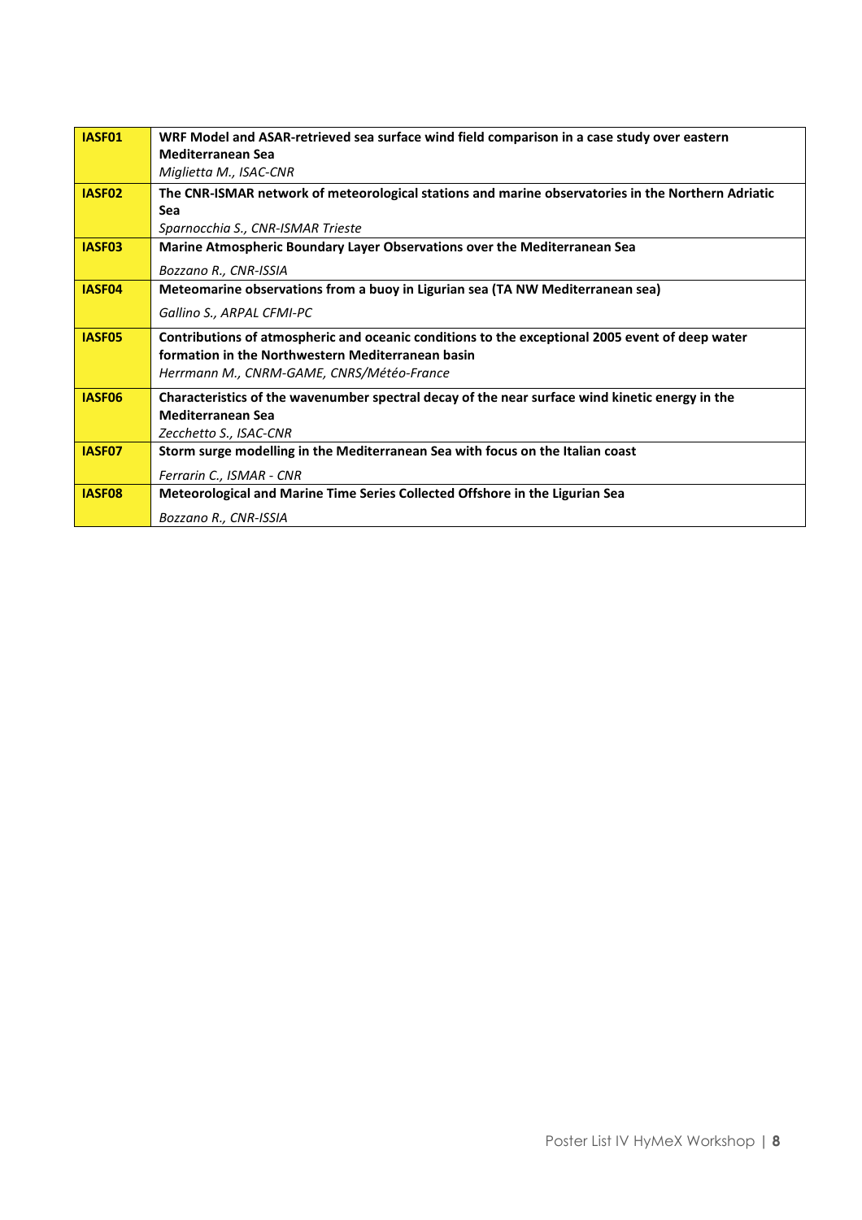| | |
|---|---|
| **IASF01** | **WRF Model and ASAR-retrieved sea surface wind field comparison in a case study over eastern Mediterranean Sea**<br>*Miglietta M., ISAC-CNR* |
| **IASF02** | **The CNR-ISMAR network of meteorological stations and marine observatories in the Northern Adriatic Sea**<br>*Sparnocchia S., CNR-ISMAR Trieste* |
| **IASF03** | **Marine Atmospheric Boundary Layer Observations over the Mediterranean Sea**<br>*Bozzano R., CNR-ISSIA* |
| **IASF04** | **Meteomarine observations from a buoy in Ligurian sea (TA NW Mediterranean sea)**<br>*Gallino S., ARPAL CFMI-PC* |
| **IASF05** | **Contributions of atmospheric and oceanic conditions to the exceptional 2005 event of deep water formation in the Northwestern Mediterranean basin**<br>*Herrmann M., CNRM-GAME, CNRS/Météo-France* |
| **IASF06** | **Characteristics of the wavenumber spectral decay of the near surface wind kinetic energy in the Mediterranean Sea**<br>*Zecchetto S., ISAC-CNR* |
| **IASF07** | **Storm surge modelling in the Mediterranean Sea with focus on the Italian coast**<br>*Ferrarin C., ISMAR - CNR* |
| **IASF08** | **Meteorological and Marine Time Series Collected Offshore in the Ligurian Sea**<br>*Bozzano R., CNR-ISSIA* |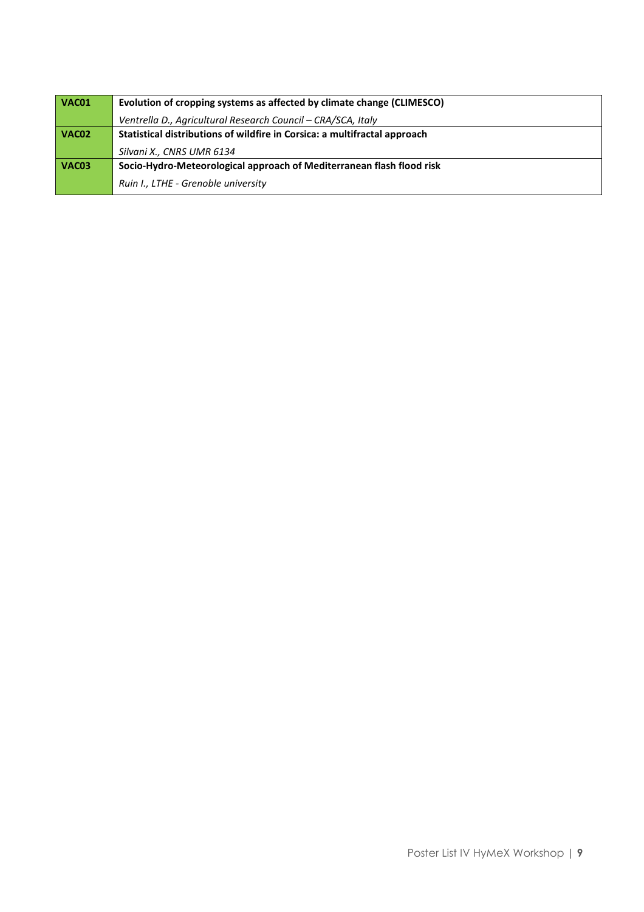| | |
|---|---|
| **VAC01** | **Evolution of cropping systems as affected by climate change (CLIMESCO)**<br>*Ventrella D., Agricultural Research Council – CRA/SCA, Italy* |
| **VAC02** | **Statistical distributions of wildfire in Corsica: a multifractal approach**<br>*Silvani X., CNRS UMR 6134* |
| **VAC03** | **Socio-Hydro-Meteorological approach of Mediterranean flash flood risk**<br>*Ruin I., LTHE - Grenoble university* |